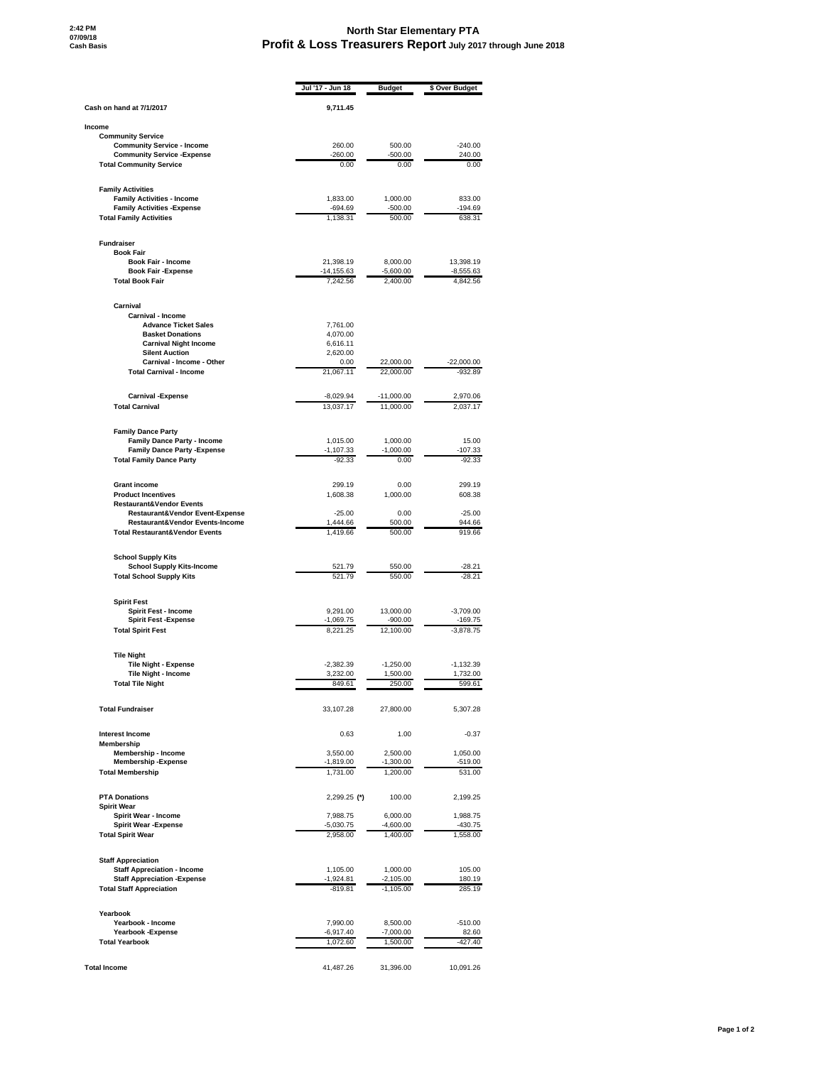2:42 PM
07/09/18
Cash Basis

# North Star Elementary PTA
## Profit & Loss Treasurers Report July 2017 through June 2018

| | Jul '17 - Jun 18 | Budget | $ Over Budget |
|---|---|---|---|
| **Cash on hand at 7/1/2017** | **9,711.45** | | |
| **Income** | | | |
| **Community Service** | | | |
| **Community Service - Income** | 260.00 | 500.00 | -240.00 |
| **Community Service -Expense** | -260.00 | -500.00 | 240.00 |
| **Total Community Service** | 0.00 | 0.00 | 0.00 |
| **Family Activities** | | | |
| **Family Activities - Income** | 1,833.00 | 1,000.00 | 833.00 |
| **Family Activities -Expense** | -694.69 | -500.00 | -194.69 |
| **Total Family Activities** | 1,138.31 | 500.00 | 638.31 |
| **Fundraiser** | | | |
| **Book Fair** | | | |
| **Book Fair - Income** | 21,398.19 | 8,000.00 | 13,398.19 |
| **Book Fair -Expense** | -14,155.63 | -5,600.00 | -8,555.63 |
| **Total Book Fair** | 7,242.56 | 2,400.00 | 4,842.56 |
| **Carnival** | | | |
| **Carnival - Income** | | | |
| **Advance Ticket Sales** | 7,761.00 | | |
| **Basket Donations** | 4,070.00 | | |
| **Carnival Night Income** | 6,616.11 | | |
| **Silent Auction** | 2,620.00 | | |
| **Carnival - Income - Other** | 0.00 | 22,000.00 | -22,000.00 |
| **Total Carnival - Income** | 21,067.11 | 22,000.00 | -932.89 |
| **Carnival -Expense** | -8,029.94 | -11,000.00 | 2,970.06 |
| **Total Carnival** | 13,037.17 | 11,000.00 | 2,037.17 |
| **Family Dance Party** | | | |
| **Family Dance Party - Income** | 1,015.00 | 1,000.00 | 15.00 |
| **Family Dance Party -Expense** | -1,107.33 | -1,000.00 | -107.33 |
| **Total Family Dance Party** | -92.33 | 0.00 | -92.33 |
| **Grant income** | 299.19 | 0.00 | 299.19 |
| **Product Incentives** | 1,608.38 | 1,000.00 | 608.38 |
| **Restaurant&Vendor Events** | | | |
| **Restaurant&Vendor Event-Expense** | -25.00 | 0.00 | -25.00 |
| **Restaurant&Vendor Events-Income** | 1,444.66 | 500.00 | 944.66 |
| **Total Restaurant&Vendor Events** | 1,419.66 | 500.00 | 919.66 |
| **School Supply Kits** | | | |
| **School Supply Kits-Income** | 521.79 | 550.00 | -28.21 |
| **Total School Supply Kits** | 521.79 | 550.00 | -28.21 |
| **Spirit Fest** | | | |
| **Spirit Fest - Income** | 9,291.00 | 13,000.00 | -3,709.00 |
| **Spirit Fest -Expense** | -1,069.75 | -900.00 | -169.75 |
| **Total Spirit Fest** | 8,221.25 | 12,100.00 | -3,878.75 |
| **Tile Night** | | | |
| **Tile Night - Expense** | -2,382.39 | -1,250.00 | -1,132.39 |
| **Tile Night - Income** | 3,232.00 | 1,500.00 | 1,732.00 |
| **Total Tile Night** | 849.61 | 250.00 | 599.61 |
| **Total Fundraiser** | 33,107.28 | 27,800.00 | 5,307.28 |
| **Interest Income** | 0.63 | 1.00 | -0.37 |
| **Membership** | | | |
| **Membership - Income** | 3,550.00 | 2,500.00 | 1,050.00 |
| **Membership -Expense** | -1,819.00 | -1,300.00 | -519.00 |
| **Total Membership** | 1,731.00 | 1,200.00 | 531.00 |
| **PTA Donations** | 2,299.25 **(*)** | 100.00 | 2,199.25 |
| **Spirit Wear** | | | |
| **Spirit Wear - Income** | 7,988.75 | 6,000.00 | 1,988.75 |
| **Spirit Wear -Expense** | -5,030.75 | -4,600.00 | -430.75 |
| **Total Spirit Wear** | 2,958.00 | 1,400.00 | 1,558.00 |
| **Staff Appreciation** | | | |
| **Staff Appreciation - Income** | 1,105.00 | 1,000.00 | 105.00 |
| **Staff Appreciation -Expense** | -1,924.81 | -2,105.00 | 180.19 |
| **Total Staff Appreciation** | -819.81 | -1,105.00 | 285.19 |
| **Yearbook** | | | |
| **Yearbook - Income** | 7,990.00 | 8,500.00 | -510.00 |
| **Yearbook -Expense** | -6,917.40 | -7,000.00 | 82.60 |
| **Total Yearbook** | 1,072.60 | 1,500.00 | -427.40 |
| **Total Income** | 41,487.26 | 31,396.00 | 10,091.26 |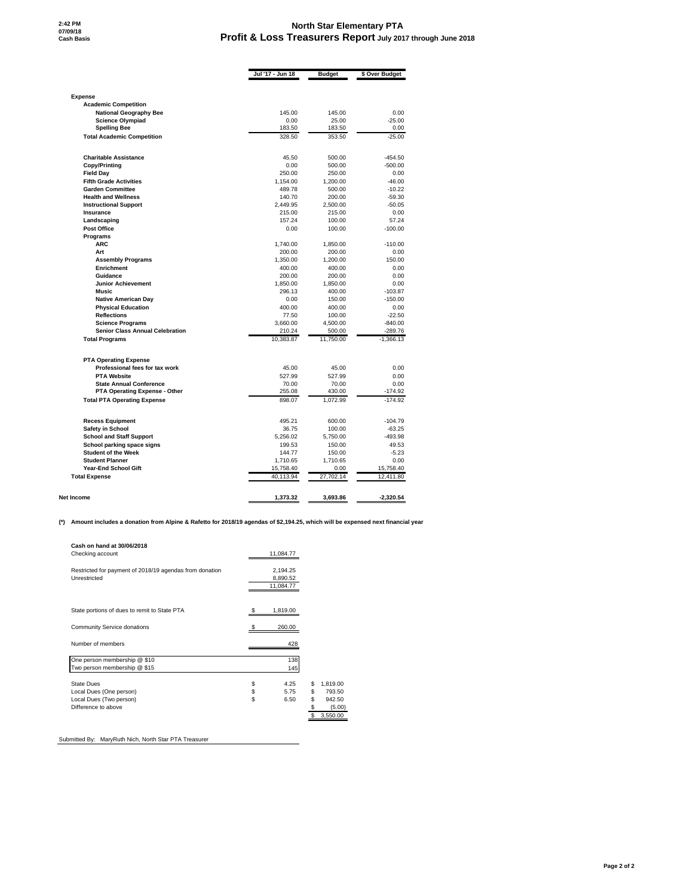2:42 PM
07/09/18
Cash Basis

# North Star Elementary PTA
## Profit & Loss Treasurers Report July 2017 through June 2018

| | Jul '17 - Jun 18 | Budget | $ Over Budget |
|---|---|---|---|
| **Expense** | | | |
| **Academic Competition** | | | |
| National Geography Bee | 145.00 | 145.00 | 0.00 |
| Science Olympiad | 0.00 | 25.00 | -25.00 |
| Spelling Bee | 183.50 | 183.50 | 0.00 |
| **Total Academic Competition** | 328.50 | 353.50 | -25.00 |
| Charitable Assistance | 45.50 | 500.00 | -454.50 |
| Copy/Printing | 0.00 | 500.00 | -500.00 |
| Field Day | 250.00 | 250.00 | 0.00 |
| Fifth Grade Activities | 1,154.00 | 1,200.00 | -46.00 |
| Garden Committee | 489.78 | 500.00 | -10.22 |
| Health and Wellness | 140.70 | 200.00 | -59.30 |
| Instructional Support | 2,449.95 | 2,500.00 | -50.05 |
| Insurance | 215.00 | 215.00 | 0.00 |
| Landscaping | 157.24 | 100.00 | 57.24 |
| Post Office | 0.00 | 100.00 | -100.00 |
| **Programs** | | | |
| ARC | 1,740.00 | 1,850.00 | -110.00 |
| Art | 200.00 | 200.00 | 0.00 |
| Assembly Programs | 1,350.00 | 1,200.00 | 150.00 |
| Enrichment | 400.00 | 400.00 | 0.00 |
| Guidance | 200.00 | 200.00 | 0.00 |
| Junior Achievement | 1,850.00 | 1,850.00 | 0.00 |
| Music | 296.13 | 400.00 | -103.87 |
| Native American Day | 0.00 | 150.00 | -150.00 |
| Physical Education | 400.00 | 400.00 | 0.00 |
| Reflections | 77.50 | 100.00 | -22.50 |
| Science Programs | 3,660.00 | 4,500.00 | -840.00 |
| Senior Class Annual Celebration | 210.24 | 500.00 | -289.76 |
| **Total Programs** | 10,383.87 | 11,750.00 | -1,366.13 |
| **PTA Operating Expense** | | | |
| Professional fees for tax work | 45.00 | 45.00 | 0.00 |
| PTA Website | 527.99 | 527.99 | 0.00 |
| State Annual Conference | 70.00 | 70.00 | 0.00 |
| PTA Operating Expense - Other | 255.08 | 430.00 | -174.92 |
| **Total PTA Operating Expense** | 898.07 | 1,072.99 | -174.92 |
| Recess Equipment | 495.21 | 600.00 | -104.79 |
| Safety in School | 36.75 | 100.00 | -63.25 |
| School and Staff Support | 5,256.02 | 5,750.00 | -493.98 |
| School parking space signs | 199.53 | 150.00 | 49.53 |
| Student of the Week | 144.77 | 150.00 | -5.23 |
| Student Planner | 1,710.65 | 1,710.65 | 0.00 |
| Year-End School Gift | 15,758.40 | 0.00 | 15,758.40 |
| **Total Expense** | 40,113.94 | 27,702.14 | 12,411.80 |
| **Net Income** | **1,373.32** | **3,693.86** | **-2,320.54** |

**(\*) Amount includes a donation from Alpine & Rafetto for 2018/19 agendas of $2,194.25, which will be expensed next financial year**

| | | |
|---|---|---|
| **Cash on hand at 30/06/2018** | | |
| Checking account | 11,084.77 | |
| Restricted for payment of 2018/19 agendas from donation | 2,194.25 | |
| Unrestricted | 8,890.52 | |
| | 11,084.77 | |
| State portions of dues to remit to State PTA | $ 1,819.00 | |
| Community Service donations | $ 260.00 | |
| Number of members | 428 | |
| One person membership @ $10 | 138 | |
| Two person membership @ $15 | 145 | |
| State Dues | $ 4.25 | $ 1,819.00 |
| Local Dues (One person) | $ 5.75 | $ 793.50 |
| Local Dues (Two person) | $ 6.50 | $ 942.50 |
| Difference to above | | $ (5.00) |
| | | $ 3,550.00 |

Submitted By: MaryRuth Nich, North Star PTA Treasurer